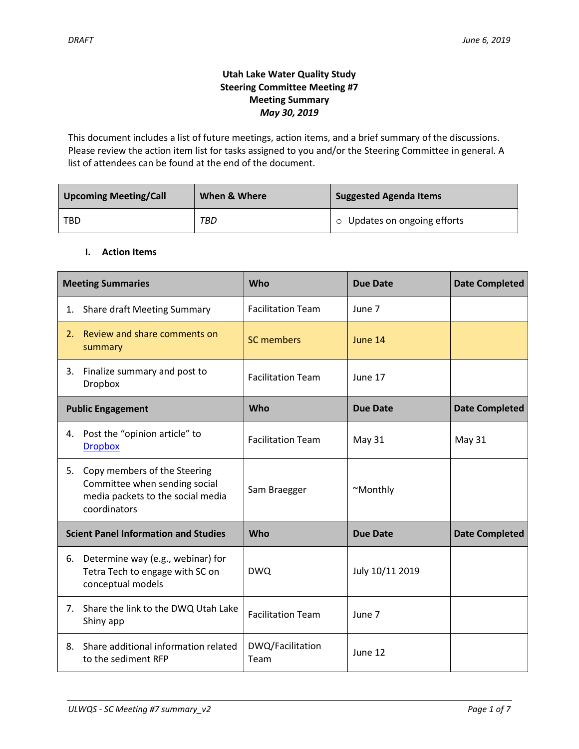DRAFT June 6, 2019

# Utah Lake Water Quality Study
## Steering Committee Meeting #7
## Meeting Summary
### *May 30, 2019*

This document includes a list of future meetings, action items, and a brief summary of the discussions. Please review the action item list for tasks assigned to you and/or the Steering Committee in general. A list of attendees can be found at the end of the document.

| Upcoming Meeting/Call | When & Where | Suggested Agenda Items |
|---|---|---|
| TBD | *TBD* | ○ Updates on ongoing efforts |

## I. Action Items

| Meeting Summaries | Who | Due Date | Date Completed |
|---|---|---|---|
| 1. Share draft Meeting Summary | Facilitation Team | June 7 | |
| 2. Review and share comments on summary | SC members | June 14 | |
| 3. Finalize summary and post to Dropbox | Facilitation Team | June 17 | |
| **Public Engagement** | **Who** | **Due Date** | **Date Completed** |
| 4. Post the "opinion article" to Dropbox | Facilitation Team | May 31 | May 31 |
| 5. Copy members of the Steering Committee when sending social media packets to the social media coordinators | Sam Braegger | ~Monthly | |
| **Scient Panel Information and Studies** | **Who** | **Due Date** | **Date Completed** |
| 6. Determine way (e.g., webinar) for Tetra Tech to engage with SC on conceptual models | DWQ | July 10/11 2019 | |
| 7. Share the link to the DWQ Utah Lake Shiny app | Facilitation Team | June 7 | |
| 8. Share additional information related to the sediment RFP | DWQ/Facilitation Team | June 12 | |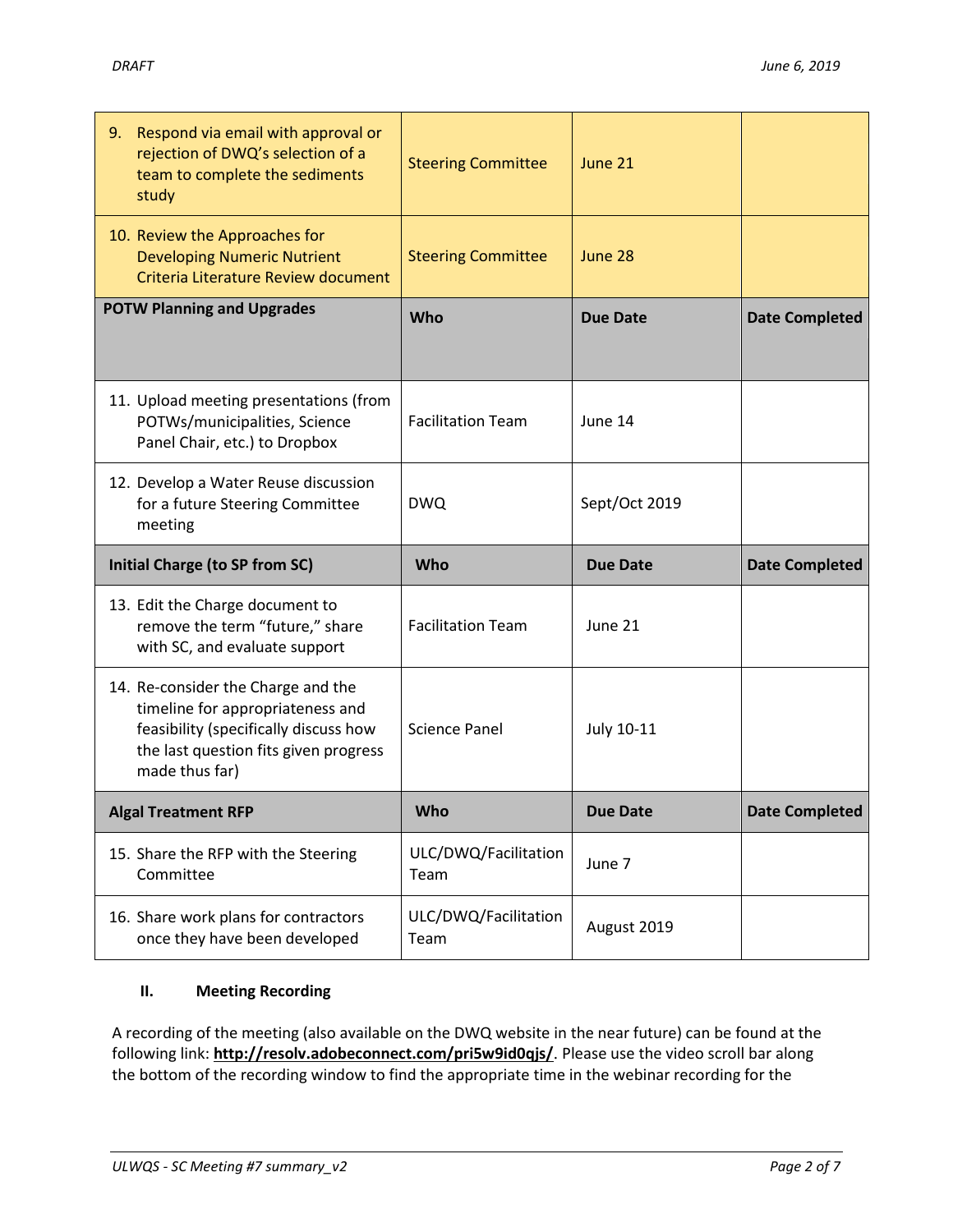| | | | |
|---|---|---|---|
| 9. Respond via email with approval or rejection of DWQ's selection of a team to complete the sediments study | Steering Committee | June 21 | |
| 10. Review the Approaches for Developing Numeric Nutrient Criteria Literature Review document | Steering Committee | June 28 | |
| **POTW Planning and Upgrades** | **Who** | **Due Date** | **Date Completed** |
| 11. Upload meeting presentations (from POTWs/municipalities, Science Panel Chair, etc.) to Dropbox | Facilitation Team | June 14 | |
| 12. Develop a Water Reuse discussion for a future Steering Committee meeting | DWQ | Sept/Oct 2019 | |
| **Initial Charge (to SP from SC)** | **Who** | **Due Date** | **Date Completed** |
| 13. Edit the Charge document to remove the term "future," share with SC, and evaluate support | Facilitation Team | June 21 | |
| 14. Re-consider the Charge and the timeline for appropriateness and feasibility (specifically discuss how the last question fits given progress made thus far) | Science Panel | July 10-11 | |
| **Algal Treatment RFP** | **Who** | **Due Date** | **Date Completed** |
| 15. Share the RFP with the Steering Committee | ULC/DWQ/Facilitation Team | June 7 | |
| 16. Share work plans for contractors once they have been developed | ULC/DWQ/Facilitation Team | August 2019 | |

## II. Meeting Recording

A recording of the meeting (also available on the DWQ website in the near future) can be found at the following link: **http://resolv.adobeconnect.com/pri5w9id0qjs/**. Please use the video scroll bar along the bottom of the recording window to find the appropriate time in the webinar recording for the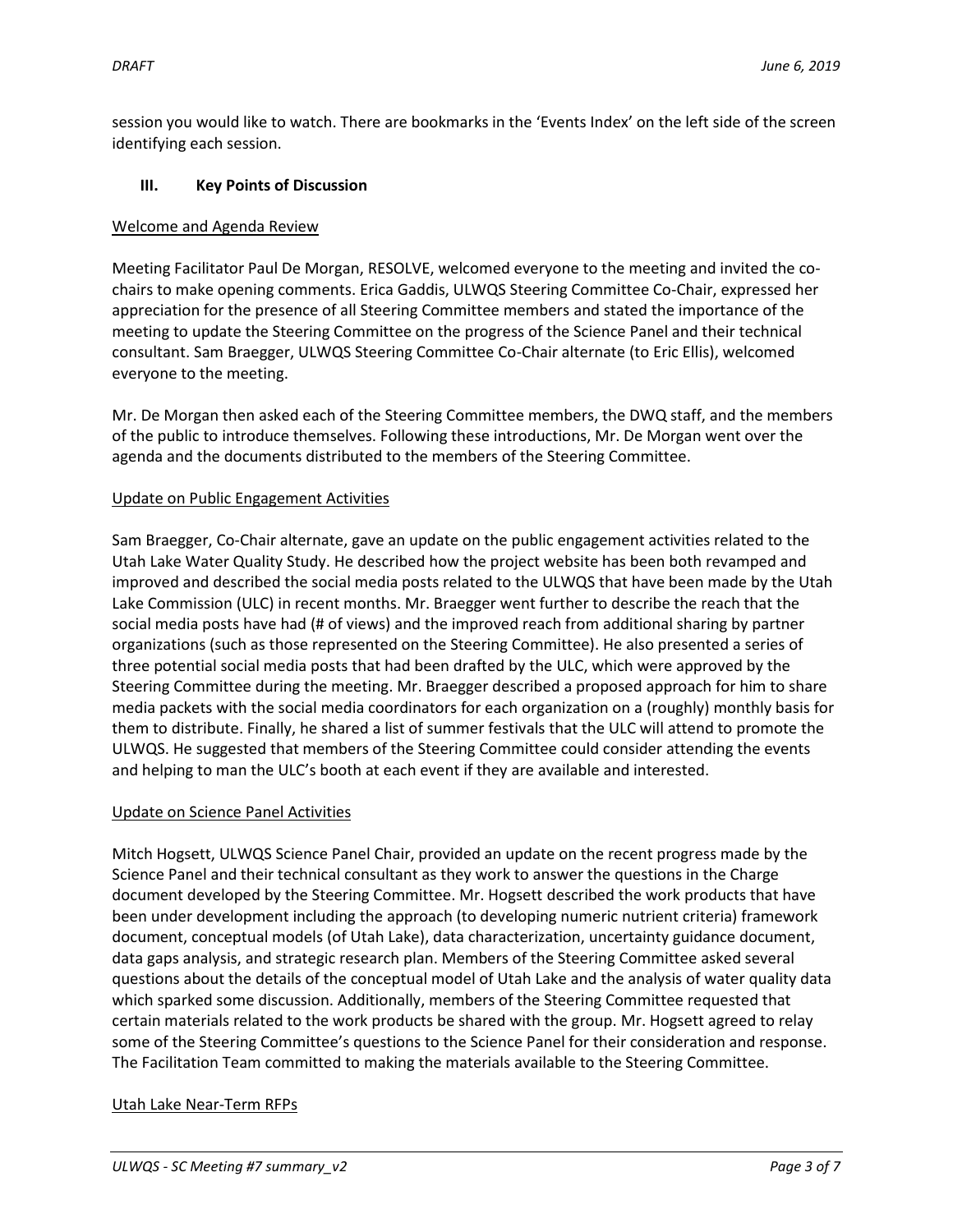session you would like to watch. There are bookmarks in the 'Events Index' on the left side of the screen identifying each session.

### III. Key Points of Discussion

Welcome and Agenda Review

Meeting Facilitator Paul De Morgan, RESOLVE, welcomed everyone to the meeting and invited the co-chairs to make opening comments. Erica Gaddis, ULWQS Steering Committee Co-Chair, expressed her appreciation for the presence of all Steering Committee members and stated the importance of the meeting to update the Steering Committee on the progress of the Science Panel and their technical consultant. Sam Braegger, ULWQS Steering Committee Co-Chair alternate (to Eric Ellis), welcomed everyone to the meeting.

Mr. De Morgan then asked each of the Steering Committee members, the DWQ staff, and the members of the public to introduce themselves. Following these introductions, Mr. De Morgan went over the agenda and the documents distributed to the members of the Steering Committee.

Update on Public Engagement Activities

Sam Braegger, Co-Chair alternate, gave an update on the public engagement activities related to the Utah Lake Water Quality Study. He described how the project website has been both revamped and improved and described the social media posts related to the ULWQS that have been made by the Utah Lake Commission (ULC) in recent months. Mr. Braegger went further to describe the reach that the social media posts have had (# of views) and the improved reach from additional sharing by partner organizations (such as those represented on the Steering Committee). He also presented a series of three potential social media posts that had been drafted by the ULC, which were approved by the Steering Committee during the meeting. Mr. Braegger described a proposed approach for him to share media packets with the social media coordinators for each organization on a (roughly) monthly basis for them to distribute. Finally, he shared a list of summer festivals that the ULC will attend to promote the ULWQS. He suggested that members of the Steering Committee could consider attending the events and helping to man the ULC's booth at each event if they are available and interested.

Update on Science Panel Activities

Mitch Hogsett, ULWQS Science Panel Chair, provided an update on the recent progress made by the Science Panel and their technical consultant as they work to answer the questions in the Charge document developed by the Steering Committee. Mr. Hogsett described the work products that have been under development including the approach (to developing numeric nutrient criteria) framework document, conceptual models (of Utah Lake), data characterization, uncertainty guidance document, data gaps analysis, and strategic research plan. Members of the Steering Committee asked several questions about the details of the conceptual model of Utah Lake and the analysis of water quality data which sparked some discussion. Additionally, members of the Steering Committee requested that certain materials related to the work products be shared with the group. Mr. Hogsett agreed to relay some of the Steering Committee's questions to the Science Panel for their consideration and response. The Facilitation Team committed to making the materials available to the Steering Committee.

Utah Lake Near-Term RFPs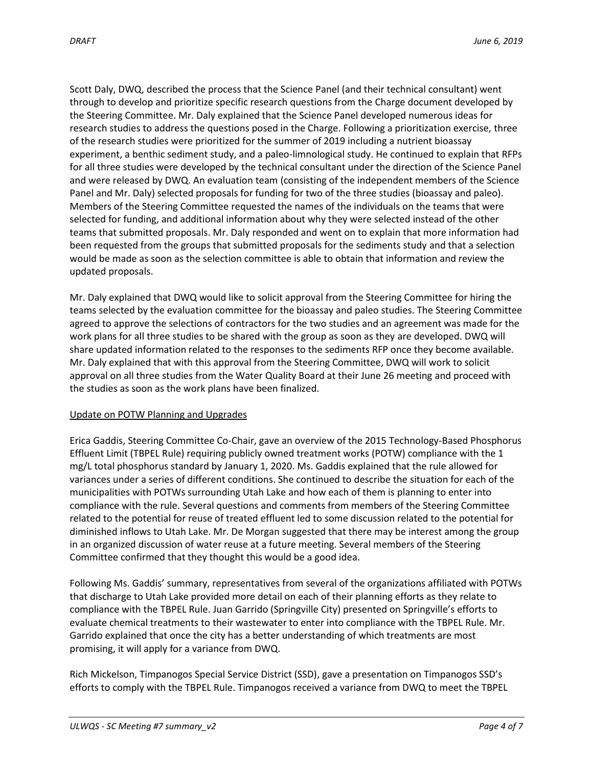Scott Daly, DWQ, described the process that the Science Panel (and their technical consultant) went through to develop and prioritize specific research questions from the Charge document developed by the Steering Committee. Mr. Daly explained that the Science Panel developed numerous ideas for research studies to address the questions posed in the Charge. Following a prioritization exercise, three of the research studies were prioritized for the summer of 2019 including a nutrient bioassay experiment, a benthic sediment study, and a paleo-limnological study. He continued to explain that RFPs for all three studies were developed by the technical consultant under the direction of the Science Panel and were released by DWQ. An evaluation team (consisting of the independent members of the Science Panel and Mr. Daly) selected proposals for funding for two of the three studies (bioassay and paleo). Members of the Steering Committee requested the names of the individuals on the teams that were selected for funding, and additional information about why they were selected instead of the other teams that submitted proposals. Mr. Daly responded and went on to explain that more information had been requested from the groups that submitted proposals for the sediments study and that a selection would be made as soon as the selection committee is able to obtain that information and review the updated proposals.

Mr. Daly explained that DWQ would like to solicit approval from the Steering Committee for hiring the teams selected by the evaluation committee for the bioassay and paleo studies. The Steering Committee agreed to approve the selections of contractors for the two studies and an agreement was made for the work plans for all three studies to be shared with the group as soon as they are developed. DWQ will share updated information related to the responses to the sediments RFP once they become available. Mr. Daly explained that with this approval from the Steering Committee, DWQ will work to solicit approval on all three studies from the Water Quality Board at their June 26 meeting and proceed with the studies as soon as the work plans have been finalized.

Update on POTW Planning and Upgrades

Erica Gaddis, Steering Committee Co-Chair, gave an overview of the 2015 Technology-Based Phosphorus Effluent Limit (TBPEL Rule) requiring publicly owned treatment works (POTW) compliance with the 1 mg/L total phosphorus standard by January 1, 2020. Ms. Gaddis explained that the rule allowed for variances under a series of different conditions. She continued to describe the situation for each of the municipalities with POTWs surrounding Utah Lake and how each of them is planning to enter into compliance with the rule. Several questions and comments from members of the Steering Committee related to the potential for reuse of treated effluent led to some discussion related to the potential for diminished inflows to Utah Lake. Mr. De Morgan suggested that there may be interest among the group in an organized discussion of water reuse at a future meeting. Several members of the Steering Committee confirmed that they thought this would be a good idea.

Following Ms. Gaddis' summary, representatives from several of the organizations affiliated with POTWs that discharge to Utah Lake provided more detail on each of their planning efforts as they relate to compliance with the TBPEL Rule. Juan Garrido (Springville City) presented on Springville's efforts to evaluate chemical treatments to their wastewater to enter into compliance with the TBPEL Rule. Mr. Garrido explained that once the city has a better understanding of which treatments are most promising, it will apply for a variance from DWQ.

Rich Mickelson, Timpanogos Special Service District (SSD), gave a presentation on Timpanogos SSD's efforts to comply with the TBPEL Rule. Timpanogos received a variance from DWQ to meet the TBPEL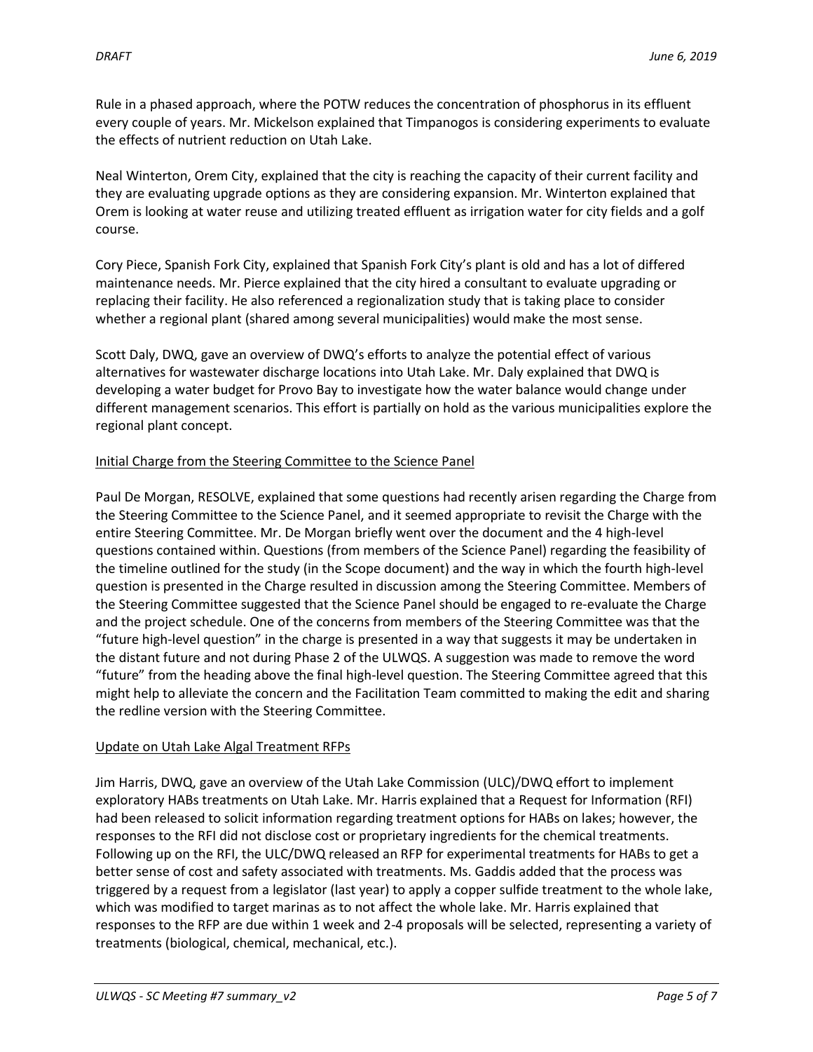Rule in a phased approach, where the POTW reduces the concentration of phosphorus in its effluent every couple of years. Mr. Mickelson explained that Timpanogos is considering experiments to evaluate the effects of nutrient reduction on Utah Lake.

Neal Winterton, Orem City, explained that the city is reaching the capacity of their current facility and they are evaluating upgrade options as they are considering expansion. Mr. Winterton explained that Orem is looking at water reuse and utilizing treated effluent as irrigation water for city fields and a golf course.

Cory Piece, Spanish Fork City, explained that Spanish Fork City's plant is old and has a lot of differed maintenance needs. Mr. Pierce explained that the city hired a consultant to evaluate upgrading or replacing their facility. He also referenced a regionalization study that is taking place to consider whether a regional plant (shared among several municipalities) would make the most sense.

Scott Daly, DWQ, gave an overview of DWQ's efforts to analyze the potential effect of various alternatives for wastewater discharge locations into Utah Lake. Mr. Daly explained that DWQ is developing a water budget for Provo Bay to investigate how the water balance would change under different management scenarios. This effort is partially on hold as the various municipalities explore the regional plant concept.

## Initial Charge from the Steering Committee to the Science Panel

Paul De Morgan, RESOLVE, explained that some questions had recently arisen regarding the Charge from the Steering Committee to the Science Panel, and it seemed appropriate to revisit the Charge with the entire Steering Committee. Mr. De Morgan briefly went over the document and the 4 high-level questions contained within. Questions (from members of the Science Panel) regarding the feasibility of the timeline outlined for the study (in the Scope document) and the way in which the fourth high-level question is presented in the Charge resulted in discussion among the Steering Committee. Members of the Steering Committee suggested that the Science Panel should be engaged to re-evaluate the Charge and the project schedule. One of the concerns from members of the Steering Committee was that the "future high-level question" in the charge is presented in a way that suggests it may be undertaken in the distant future and not during Phase 2 of the ULWQS. A suggestion was made to remove the word "future" from the heading above the final high-level question. The Steering Committee agreed that this might help to alleviate the concern and the Facilitation Team committed to making the edit and sharing the redline version with the Steering Committee.

## Update on Utah Lake Algal Treatment RFPs

Jim Harris, DWQ, gave an overview of the Utah Lake Commission (ULC)/DWQ effort to implement exploratory HABs treatments on Utah Lake. Mr. Harris explained that a Request for Information (RFI) had been released to solicit information regarding treatment options for HABs on lakes; however, the responses to the RFI did not disclose cost or proprietary ingredients for the chemical treatments. Following up on the RFI, the ULC/DWQ released an RFP for experimental treatments for HABs to get a better sense of cost and safety associated with treatments. Ms. Gaddis added that the process was triggered by a request from a legislator (last year) to apply a copper sulfide treatment to the whole lake, which was modified to target marinas as to not affect the whole lake. Mr. Harris explained that responses to the RFP are due within 1 week and 2-4 proposals will be selected, representing a variety of treatments (biological, chemical, mechanical, etc.).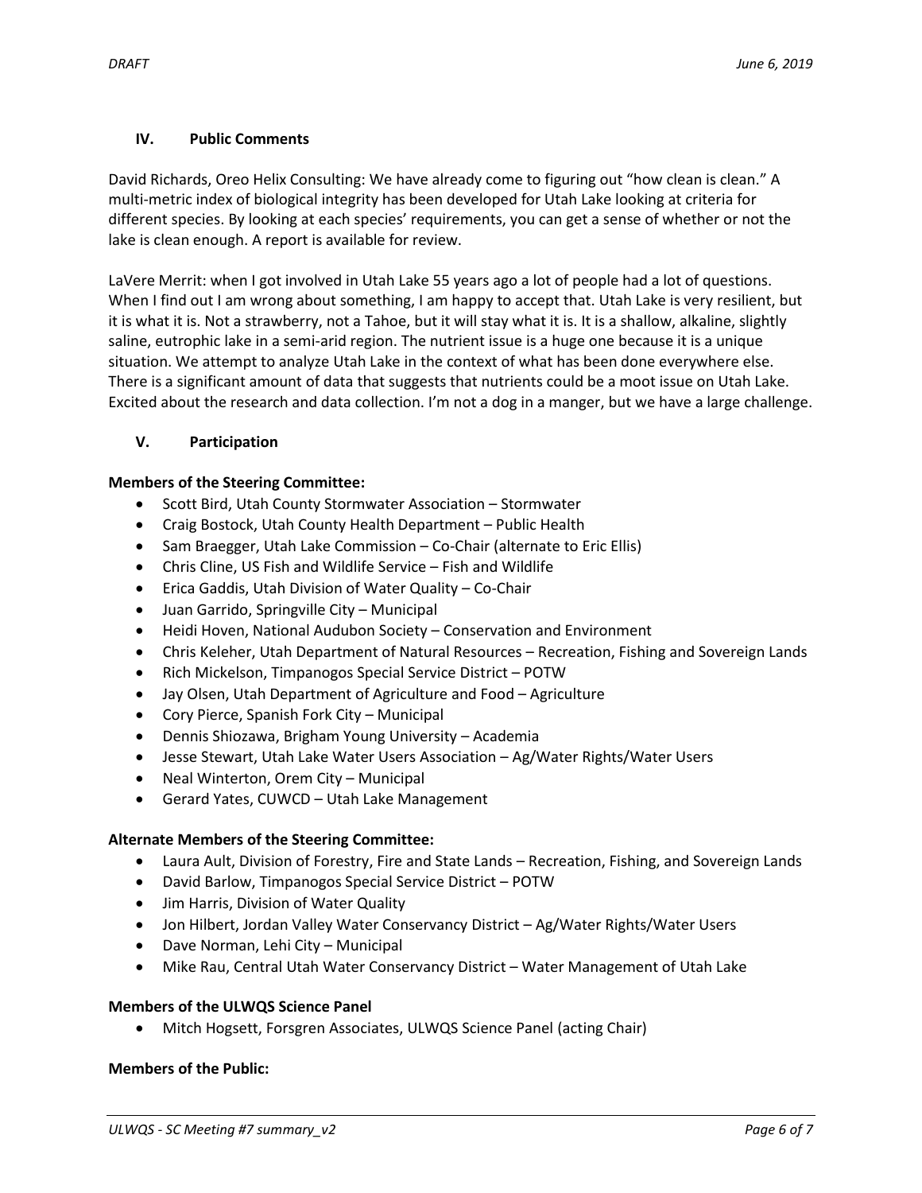### IV. Public Comments

David Richards, Oreo Helix Consulting: We have already come to figuring out "how clean is clean." A multi-metric index of biological integrity has been developed for Utah Lake looking at criteria for different species. By looking at each species' requirements, you can get a sense of whether or not the lake is clean enough. A report is available for review.

LaVere Merrit: when I got involved in Utah Lake 55 years ago a lot of people had a lot of questions. When I find out I am wrong about something, I am happy to accept that. Utah Lake is very resilient, but it is what it is. Not a strawberry, not a Tahoe, but it will stay what it is. It is a shallow, alkaline, slightly saline, eutrophic lake in a semi-arid region. The nutrient issue is a huge one because it is a unique situation. We attempt to analyze Utah Lake in the context of what has been done everywhere else. There is a significant amount of data that suggests that nutrients could be a moot issue on Utah Lake. Excited about the research and data collection. I'm not a dog in a manger, but we have a large challenge.

### V. Participation

**Members of the Steering Committee:**

- Scott Bird, Utah County Stormwater Association – Stormwater
- Craig Bostock, Utah County Health Department – Public Health
- Sam Braegger, Utah Lake Commission – Co-Chair (alternate to Eric Ellis)
- Chris Cline, US Fish and Wildlife Service – Fish and Wildlife
- Erica Gaddis, Utah Division of Water Quality – Co-Chair
- Juan Garrido, Springville City – Municipal
- Heidi Hoven, National Audubon Society – Conservation and Environment
- Chris Keleher, Utah Department of Natural Resources – Recreation, Fishing and Sovereign Lands
- Rich Mickelson, Timpanogos Special Service District – POTW
- Jay Olsen, Utah Department of Agriculture and Food – Agriculture
- Cory Pierce, Spanish Fork City – Municipal
- Dennis Shiozawa, Brigham Young University – Academia
- Jesse Stewart, Utah Lake Water Users Association – Ag/Water Rights/Water Users
- Neal Winterton, Orem City – Municipal
- Gerard Yates, CUWCD – Utah Lake Management

**Alternate Members of the Steering Committee:**

- Laura Ault, Division of Forestry, Fire and State Lands – Recreation, Fishing, and Sovereign Lands
- David Barlow, Timpanogos Special Service District – POTW
- Jim Harris, Division of Water Quality
- Jon Hilbert, Jordan Valley Water Conservancy District – Ag/Water Rights/Water Users
- Dave Norman, Lehi City – Municipal
- Mike Rau, Central Utah Water Conservancy District – Water Management of Utah Lake

**Members of the ULWQS Science Panel**

- Mitch Hogsett, Forsgren Associates, ULWQS Science Panel (acting Chair)

**Members of the Public:**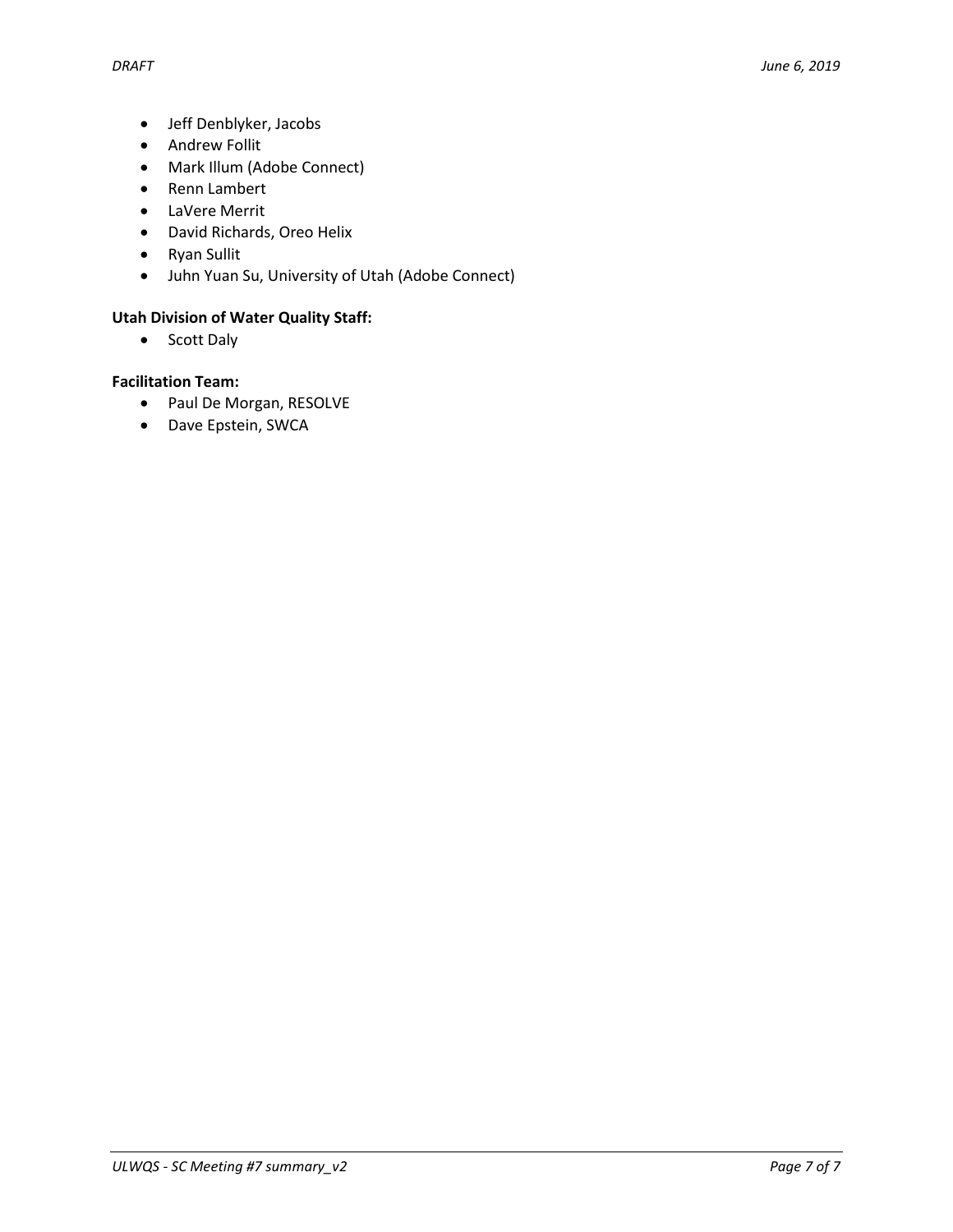- Jeff Denblyker, Jacobs
- Andrew Follit
- Mark Illum (Adobe Connect)
- Renn Lambert
- LaVere Merrit
- David Richards, Oreo Helix
- Ryan Sullit
- Juhn Yuan Su, University of Utah (Adobe Connect)

**Utah Division of Water Quality Staff:**

- Scott Daly

**Facilitation Team:**

- Paul De Morgan, RESOLVE
- Dave Epstein, SWCA